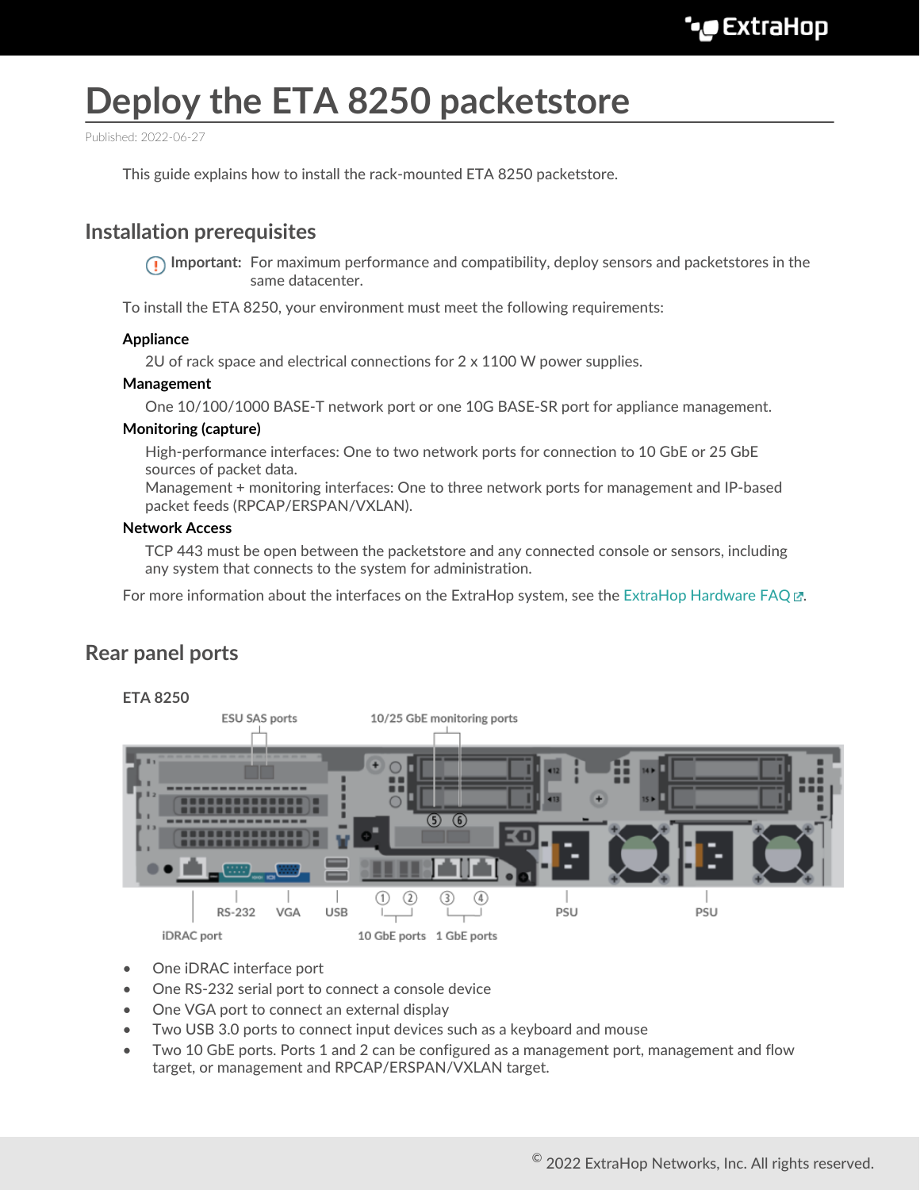# Deploy the ETA 8250 packetstore

Published: 2022-06-27

This guide explains how to install the rack-mounted ETA 8250 packetstore.

## Installation prerequisites

**Important:** For maximum performance and compatibility, deploy sensors and packetstores in the same datacenter.

To install the ETA 8250, your environment must meet the following requirements:

**Appliance**

2U of rack space and electrical connections for 2 x 1100 W power supplies.

**Management**

One 10/100/1000 BASE-T network port or one 10G BASE-SR port for appliance management.

**Monitoring (capture)**

High-performance interfaces: One to two network ports for connection to 10 GbE or 25 GbE sources of packet data.
Management + monitoring interfaces: One to three network ports for management and IP-based packet feeds (RPCAP/ERSPAN/VXLAN).

**Network Access**

TCP 443 must be open between the packetstore and any connected console or sensors, including any system that connects to the system for administration.

For more information about the interfaces on the ExtraHop system, see the ExtraHop Hardware FAQ.

## Rear panel ports

**ETA 8250**

ESU SAS ports, 10/25 GbE monitoring ports, RS-232, VGA, USB, PSU, PSU, iDRAC port, 10 GbE ports, 1 GbE ports

- One iDRAC interface port
- One RS-232 serial port to connect a console device
- One VGA port to connect an external display
- Two USB 3.0 ports to connect input devices such as a keyboard and mouse
- Two 10 GbE ports. Ports 1 and 2 can be configured as a management port, management and flow target, or management and RPCAP/ERSPAN/VXLAN target.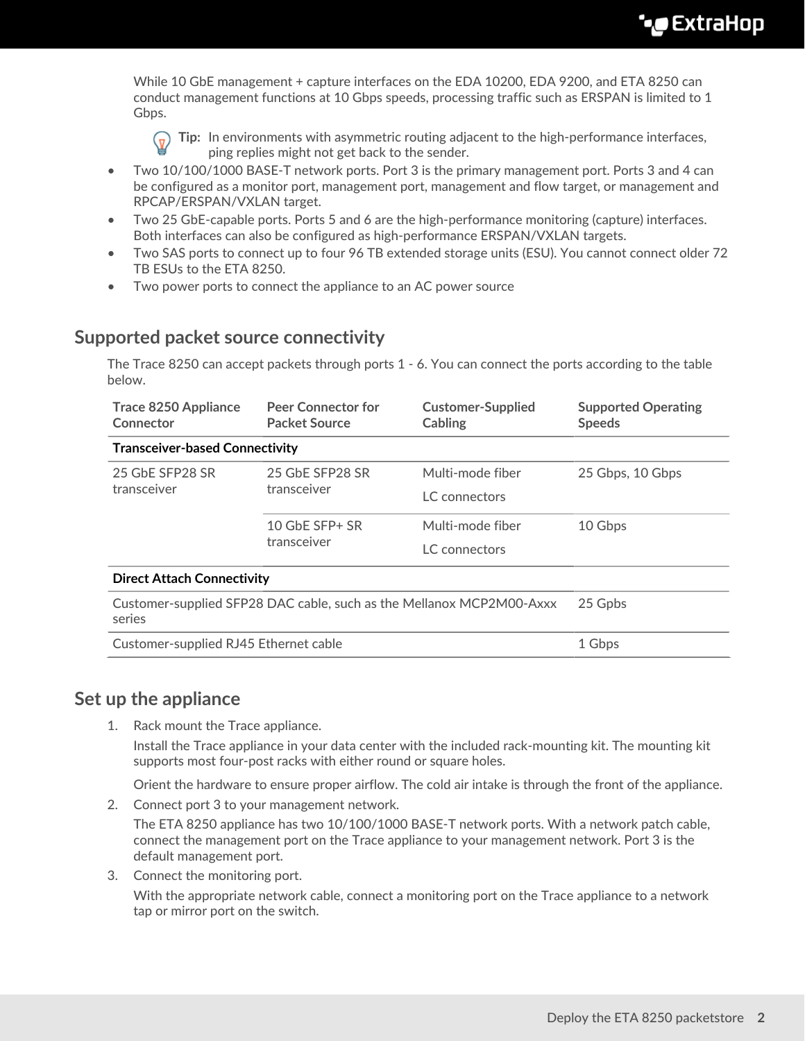While 10 GbE management + capture interfaces on the EDA 10200, EDA 9200, and ETA 8250 can conduct management functions at 10 Gbps speeds, processing traffic such as ERSPAN is limited to 1 Gbps.

> **Tip:** In environments with asymmetric routing adjacent to the high-performance interfaces, ping replies might not get back to the sender.

- Two 10/100/1000 BASE-T network ports. Port 3 is the primary management port. Ports 3 and 4 can be configured as a monitor port, management port, management and flow target, or management and RPCAP/ERSPAN/VXLAN target.
- Two 25 GbE-capable ports. Ports 5 and 6 are the high-performance monitoring (capture) interfaces. Both interfaces can also be configured as high-performance ERSPAN/VXLAN targets.
- Two SAS ports to connect up to four 96 TB extended storage units (ESU). You cannot connect older 72 TB ESUs to the ETA 8250.
- Two power ports to connect the appliance to an AC power source

## Supported packet source connectivity

The Trace 8250 can accept packets through ports 1 - 6. You can connect the ports according to the table below.

| Trace 8250 Appliance Connector | Peer Connector for Packet Source | Customer-Supplied Cabling | Supported Operating Speeds |
| --- | --- | --- | --- |
| **Transceiver-based Connectivity** | | | |
| 25 GbE SFP28 SR transceiver | 25 GbE SFP28 SR transceiver | Multi-mode fiber<br>LC connectors | 25 Gbps, 10 Gbps |
| | 10 GbE SFP+ SR transceiver | Multi-mode fiber<br>LC connectors | 10 Gbps |
| **Direct Attach Connectivity** | | | |
| Customer-supplied SFP28 DAC cable, such as the Mellanox MCP2M00-Axxx series | | | 25 Gpbs |
| Customer-supplied RJ45 Ethernet cable | | | 1 Gbps |

## Set up the appliance

1. Rack mount the Trace appliance.

   Install the Trace appliance in your data center with the included rack-mounting kit. The mounting kit supports most four-post racks with either round or square holes.

   Orient the hardware to ensure proper airflow. The cold air intake is through the front of the appliance.

2. Connect port 3 to your management network.

   The ETA 8250 appliance has two 10/100/1000 BASE-T network ports. With a network patch cable, connect the management port on the Trace appliance to your management network. Port 3 is the default management port.

3. Connect the monitoring port.

   With the appropriate network cable, connect a monitoring port on the Trace appliance to a network tap or mirror port on the switch.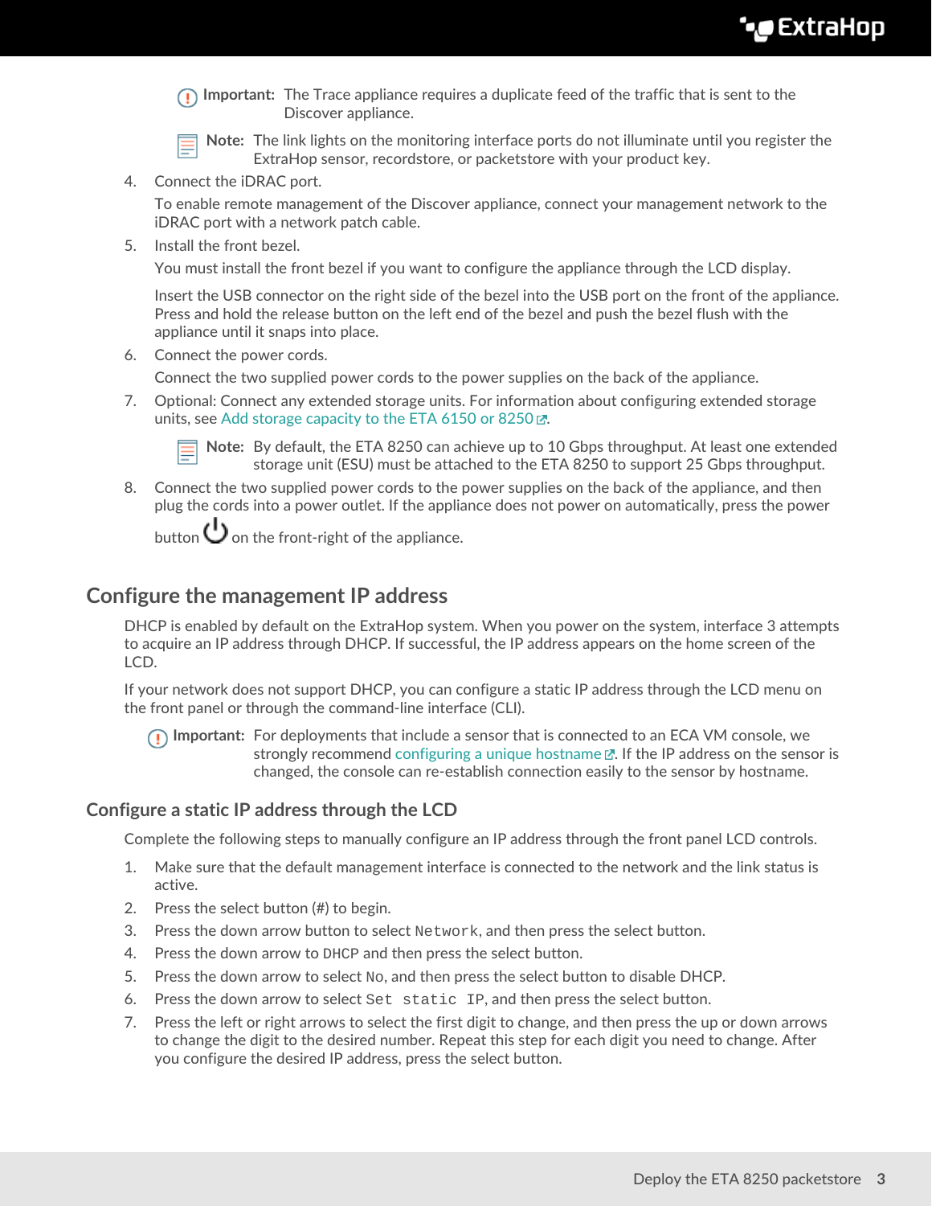> **Important:** The Trace appliance requires a duplicate feed of the traffic that is sent to the Discover appliance.

> **Note:** The link lights on the monitoring interface ports do not illuminate until you register the ExtraHop sensor, recordstore, or packetstore with your product key.

4. Connect the iDRAC port.

   To enable remote management of the Discover appliance, connect your management network to the iDRAC port with a network patch cable.
5. Install the front bezel.

   You must install the front bezel if you want to configure the appliance through the LCD display.

   Insert the USB connector on the right side of the bezel into the USB port on the front of the appliance. Press and hold the release button on the left end of the bezel and push the bezel flush with the appliance until it snaps into place.
6. Connect the power cords.

   Connect the two supplied power cords to the power supplies on the back of the appliance.
7. Optional: Connect any extended storage units. For information about configuring extended storage units, see Add storage capacity to the ETA 6150 or 8250.

   > **Note:** By default, the ETA 8250 can achieve up to 10 Gbps throughput. At least one extended storage unit (ESU) must be attached to the ETA 8250 to support 25 Gbps throughput.
8. Connect the two supplied power cords to the power supplies on the back of the appliance, and then plug the cords into a power outlet. If the appliance does not power on automatically, press the power button ⏻ on the front-right of the appliance.

## Configure the management IP address

DHCP is enabled by default on the ExtraHop system. When you power on the system, interface 3 attempts to acquire an IP address through DHCP. If successful, the IP address appears on the home screen of the LCD.

If your network does not support DHCP, you can configure a static IP address through the LCD menu on the front panel or through the command-line interface (CLI).

> **Important:** For deployments that include a sensor that is connected to an ECA VM console, we strongly recommend configuring a unique hostname. If the IP address on the sensor is changed, the console can re-establish connection easily to the sensor by hostname.

### Configure a static IP address through the LCD

Complete the following steps to manually configure an IP address through the front panel LCD controls.

1. Make sure that the default management interface is connected to the network and the link status is active.
2. Press the select button (#) to begin.
3. Press the down arrow button to select `Network`, and then press the select button.
4. Press the down arrow to `DHCP` and then press the select button.
5. Press the down arrow to select `No`, and then press the select button to disable DHCP.
6. Press the down arrow to select `Set static IP`, and then press the select button.
7. Press the left or right arrows to select the first digit to change, and then press the up or down arrows to change the digit to the desired number. Repeat this step for each digit you need to change. After you configure the desired IP address, press the select button.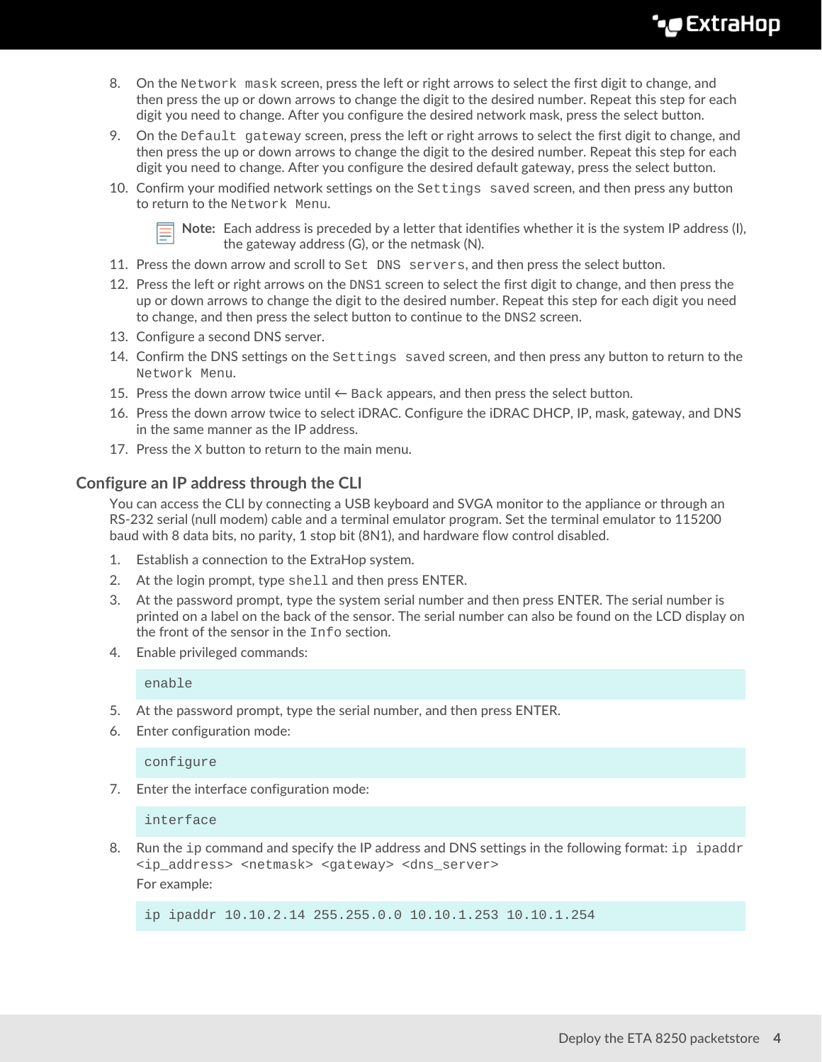8. On the `Network mask` screen, press the left or right arrows to select the first digit to change, and then press the up or down arrows to change the digit to the desired number. Repeat this step for each digit you need to change. After you configure the desired network mask, press the select button.
9. On the `Default gateway` screen, press the left or right arrows to select the first digit to change, and then press the up or down arrows to change the digit to the desired number. Repeat this step for each digit you need to change. After you configure the desired default gateway, press the select button.
10. Confirm your modified network settings on the `Settings saved` screen, and then press any button to return to the `Network Menu`.

    **Note:** Each address is preceded by a letter that identifies whether it is the system IP address (I), the gateway address (G), or the netmask (N).

11. Press the down arrow and scroll to `Set DNS servers`, and then press the select button.
12. Press the left or right arrows on the `DNS1` screen to select the first digit to change, and then press the up or down arrows to change the digit to the desired number. Repeat this step for each digit you need to change, and then press the select button to continue to the `DNS2` screen.
13. Configure a second DNS server.
14. Confirm the DNS settings on the `Settings saved` screen, and then press any button to return to the `Network Menu`.
15. Press the down arrow twice until ← `Back` appears, and then press the select button.
16. Press the down arrow twice to select iDRAC. Configure the iDRAC DHCP, IP, mask, gateway, and DNS in the same manner as the IP address.
17. Press the `X` button to return to the main menu.

## Configure an IP address through the CLI

You can access the CLI by connecting a USB keyboard and SVGA monitor to the appliance or through an RS-232 serial (null modem) cable and a terminal emulator program. Set the terminal emulator to 115200 baud with 8 data bits, no parity, 1 stop bit (8N1), and hardware flow control disabled.

1. Establish a connection to the ExtraHop system.
2. At the login prompt, type `shell` and then press ENTER.
3. At the password prompt, type the system serial number and then press ENTER. The serial number is printed on a label on the back of the sensor. The serial number can also be found on the LCD display on the front of the sensor in the `Info` section.
4. Enable privileged commands:

    ```
    enable
    ```

5. At the password prompt, type the serial number, and then press ENTER.
6. Enter configuration mode:

    ```
    configure
    ```

7. Enter the interface configuration mode:

    ```
    interface
    ```

8. Run the `ip` command and specify the IP address and DNS settings in the following format: `ip ipaddr <ip_address> <netmask> <gateway> <dns_server>`

    For example:

    ```
    ip ipaddr 10.10.2.14 255.255.0.0 10.10.1.253 10.10.1.254
    ```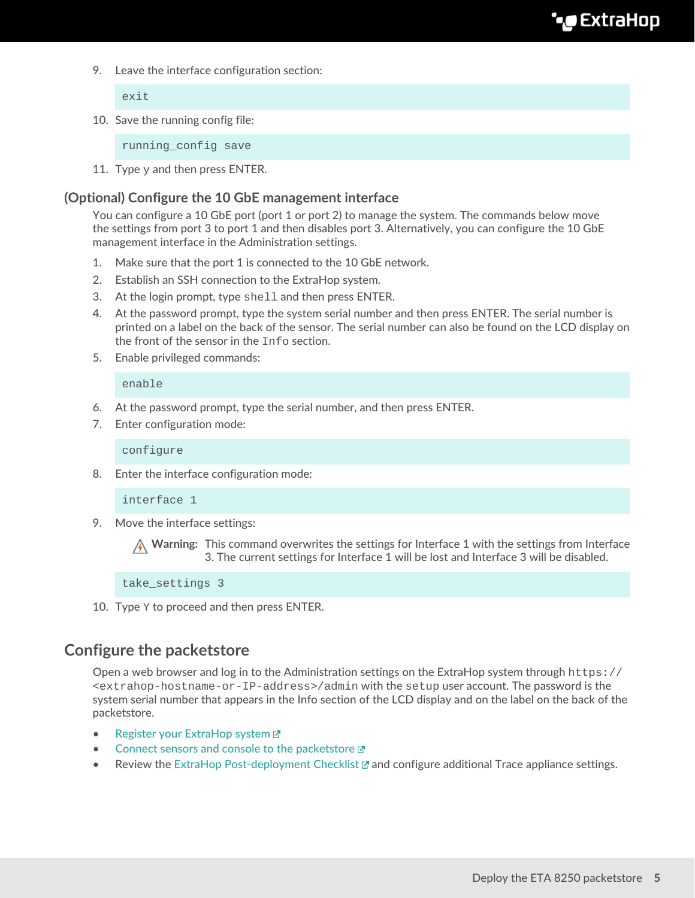9. Leave the interface configuration section:

```
exit
```

10. Save the running config file:

```
running_config save
```

11. Type y and then press ENTER.

### (Optional) Configure the 10 GbE management interface

You can configure a 10 GbE port (port 1 or port 2) to manage the system. The commands below move the settings from port 3 to port 1 and then disables port 3. Alternatively, you can configure the 10 GbE management interface in the Administration settings.

1. Make sure that the port 1 is connected to the 10 GbE network.
2. Establish an SSH connection to the ExtraHop system.
3. At the login prompt, type `shell` and then press ENTER.
4. At the password prompt, type the system serial number and then press ENTER. The serial number is printed on a label on the back of the sensor. The serial number can also be found on the LCD display on the front of the sensor in the `Info` section.
5. Enable privileged commands:

```
enable
```

6. At the password prompt, type the serial number, and then press ENTER.
7. Enter configuration mode:

```
configure
```

8. Enter the interface configuration mode:

```
interface 1
```

9. Move the interface settings:

   **Warning:** This command overwrites the settings for Interface 1 with the settings from Interface 3. The current settings for Interface 1 will be lost and Interface 3 will be disabled.

```
take_settings 3
```

10. Type Y to proceed and then press ENTER.

## Configure the packetstore

Open a web browser and log in to the Administration settings on the ExtraHop system through `https://<extrahop-hostname-or-IP-address>/admin` with the `setup` user account. The password is the system serial number that appears in the Info section of the LCD display and on the label on the back of the packetstore.

- Register your ExtraHop system
- Connect sensors and console to the packetstore
- Review the ExtraHop Post-deployment Checklist and configure additional Trace appliance settings.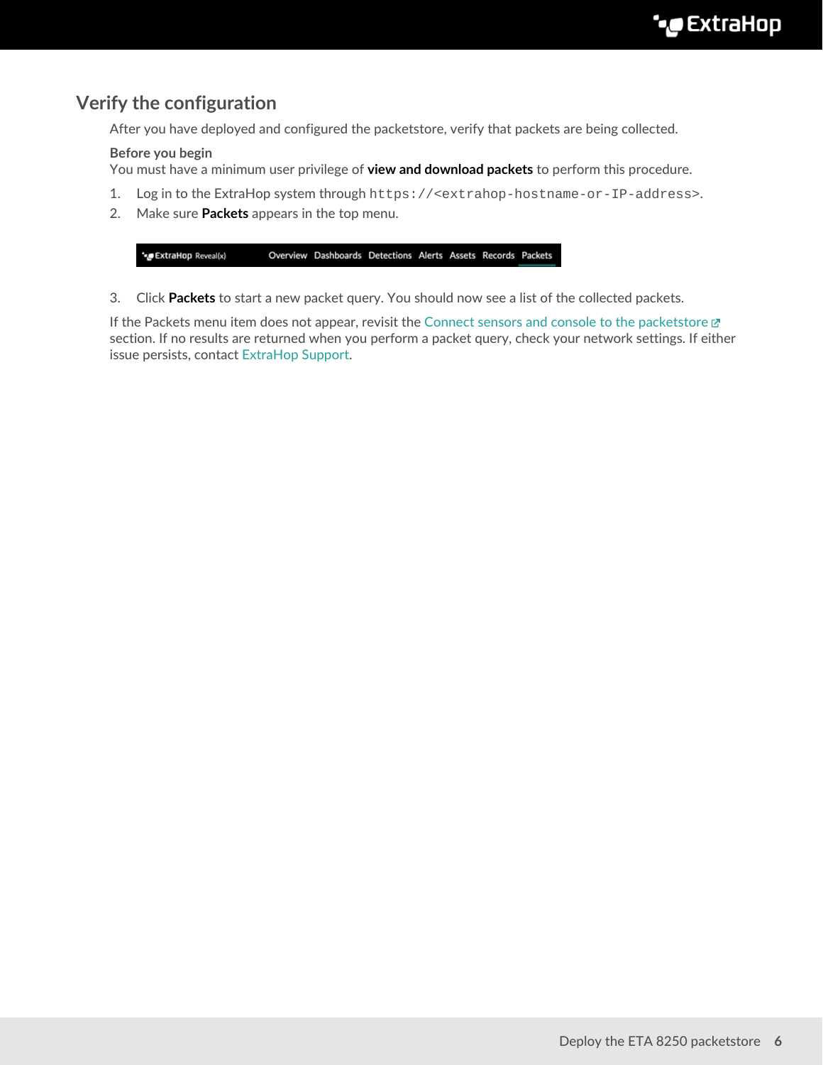## Verify the configuration

After you have deployed and configured the packetstore, verify that packets are being collected.

**Before you begin**

You must have a minimum user privilege of **view and download packets** to perform this procedure.

1. Log in to the ExtraHop system through `https://<extrahop-hostname-or-IP-address>`.
2. Make sure **Packets** appears in the top menu.
3. Click **Packets** to start a new packet query. You should now see a list of the collected packets.

If the Packets menu item does not appear, revisit the Connect sensors and console to the packetstore section. If no results are returned when you perform a packet query, check your network settings. If either issue persists, contact ExtraHop Support.